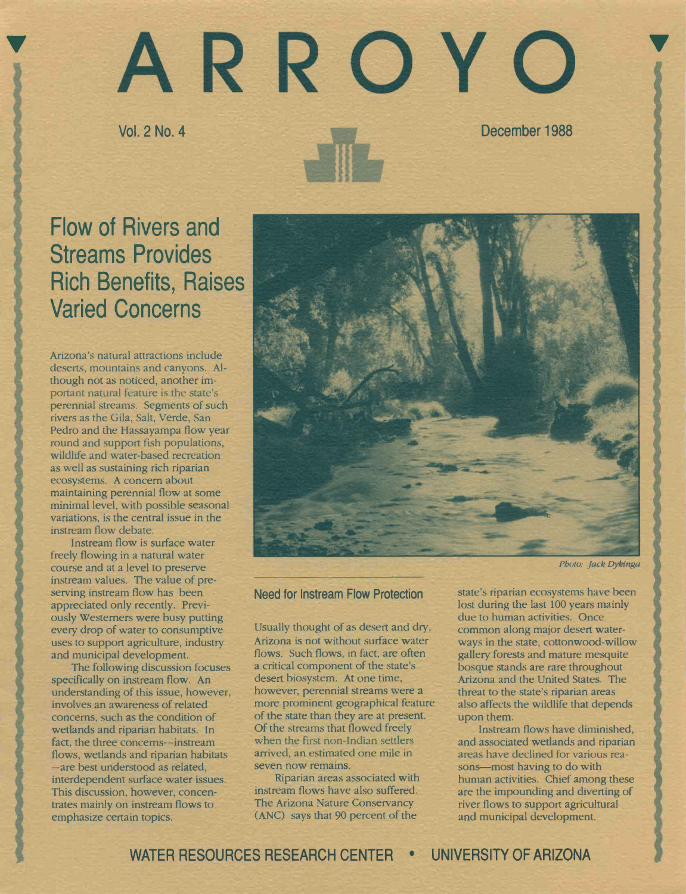# ARROYO

Vol. 2 No. 4 December 1988

## Flow of Rivers and Streams Provides Rich Benefits, Raises Varied Concerns

Arizona's natural attractions include deserts, mountains and canyons. Although not as noticed, another important natural feature is the state's perennial streams. Segments of such rivers as the Gila, Salt, Verde, San Pedro and the Hassayampa flow year round and support fish populations, wildlife and water-based recreation as well as sustaining rich riparian ecosystems. A concern about maintaining perennial flow at some minimal level, with possible seasonal variations, is the central issue in the instream flow debate.

Instream flow is surface water freely flowing in a natural water course and at a level to preserve instream values. The value of preserving instream flow has been appreciated only recently. Previously Westerners were busy putting every drop of water to consumptive uses to support agriculture, industry and municipal development.

The following discussion focuses specifically on instream flow. An understanding of this issue, however, involves an awareness of related concerns, such as the condition of wetlands and riparian habitats. In fact, the three concerns--instream flows, wetlands and riparian habitats—are best understood as related, interdependent surface water issues. This discussion, however, concentrates mainly on instream flows to emphasize certain topics.

*Photo: Jack Dykinga*

### Need for Instream Flow Protection

Usually thought of as desert and dry, Arizona is not without surface water flows. Such flows, in fact, are often a critical component of the state's desert biosystem. At one time, however, perennial streams were a more prominent geographical feature of the state than they are at present. Of the streams that flowed freely when the first non-Indian settlers arrived, an estimated one mile in seven now remains.

Riparian areas associated with instream flows have also suffered. The Arizona Nature Conservancy (ANC) says that 90 percent of the state's riparian ecosystems have been lost during the last 100 years mainly due to human activities. Once common along major desert waterways in the state, cottonwood-willow gallery forests and mature mesquite bosque stands are rare throughout Arizona and the United States. The threat to the state's riparian areas also affects the wildlife that depends upon them.

Instream flows have diminished, and associated wetlands and riparian areas have declined for various reasons—most having to do with human activities. Chief among these are the impounding and diverting of river flows to support agricultural and municipal development.

WATER RESOURCES RESEARCH CENTER • UNIVERSITY OF ARIZONA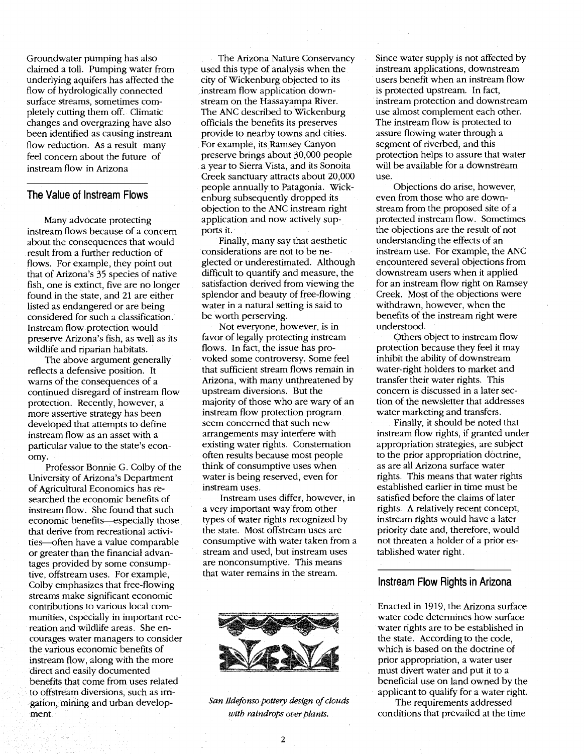Groundwater pumping has also claimed a toll. Pumping water from underlying aquifers has affected the flow of hydrologically connected surface streams, sometimes completely cutting them off. Climatic changes and overgrazing have also been identified as causing instream flow reduction. As a result many feel concern about the future of instream flow in Arizona

## The Value of Instream Flows

Many advocate protecting instream flows because of a concern about the consequences that would result from a further reduction of flows. For example, they point out that of Arizona's 35 species of native fish, one is extinct, five are no longer found in the state, and 21 are either listed as endangered or are being considered for such a classification. Instream flow protection would preserve Arizona's fish, as well as its wildlife and riparian habitats.

The above argument generally reflects a defensive position. It warns of the consequences of a continued disregard of instream flow protection. Recently, however, a more assertive strategy has been developed that attempts to define instream flow as an asset with a particular value to the state's economy.

Professor Bonnie G. Colby of the University of Arizona's Department of Agricultural Economics has researched the economic benefits of instream flow. She found that such economic benefits—especially those that derive from recreational activities—often have a value comparable or greater than the financial advantages provided by some consumptive, offstream uses. For example, Colby emphasizes that free-flowing streams make significant economic contributions to various local communities, especially in important recreation and wildlife areas. She encourages water managers to consider the various economic benefits of instream flow, along with the more direct and easily documented benefits that come from uses related to offstream diversions, such as irrigation, mining and urban development.

The Arizona Nature Conservancy used this type of analysis when the city of Wickenburg objected to its instream flow application downstream on the Hassayampa River. The ANC described to Wickenburg officials the benefits its preserves provide to nearby towns and cities. For example, its Ramsey Canyon preserve brings about 30,000 people a year to Sierra Vista, and its Sonoita Creek sanctuary attracts about 20,000 people annually to Patagonia. Wickenburg subsequently dropped its objection to the ANC instream right application and now actively supports it.

Finally, many say that aesthetic considerations are not to be neglected or underestimated. Although difficult to quantify and measure, the satisfaction derived from viewing the splendor and beauty of free-flowing water in a natural setting is said to be worth perserving.

Not everyone, however, is in favor of legally protecting instream flows. In fact, the issue has provoked some controversy. Some feel that sufficient stream flows remain in Arizona, with many unthreatened by upstream diversions. But the majority of those who are wary of an instream flow protection program seem concerned that such new arrangements may interfere with existing water rights. Consternation often results because most people think of consumptive uses when water is being reserved, even for instream uses.

Instream uses differ, however, in a very important way from other types of water rights recognized by the state. Most offstream uses are consumptive with water taken from a stream and used, but instream uses are nonconsumptive. This means that water remains in the stream.

*San Ildefonso pottery design of clouds with raindrops over plants.*

Since water supply is not affected by instream applications, downstream users benefit when an instream flow is protected upstream. In fact, instream protection and downstream use almost complement each other. The instream flow is protected to assure flowing water through a segment of riverbed, and this protection helps to assure that water will be available for a downstream use.

Objections do arise, however, even from those who are downstream from the proposed site of a protected instream flow. Sometimes the objections are the result of not understanding the effects of an instream use. For example, the ANC encountered several objections from downstream users when it applied for an instream flow right on Ramsey Creek. Most of the objections were withdrawn, however, when the benefits of the instream right were understood.

Others object to instream flow protection because they feel it may inhibit the ability of downstream water-right holders to market and transfer their water rights. This concern is discussed in a later section of the newsletter that addresses water marketing and transfers.

Finally, it should be noted that instream flow rights, if granted under appropriation strategies, are subject to the prior appropriation doctrine, as are all Arizona surface water rights. This means that water rights established earlier in time must be satisfied before the claims of later rights. A relatively recent concept, instream rights would have a later priority date and, therefore, would not threaten a holder of a prior established water right.

## Instream Flow Rights in Arizona

Enacted in 1919, the Arizona surface water code determines how surface water rights are to be established in the state. According to the code, which is based on the doctrine of prior appropriation, a water user must divert water and put it to a beneficial use on land owned by the applicant to qualify for a water right.

The requirements addressed conditions that prevailed at the time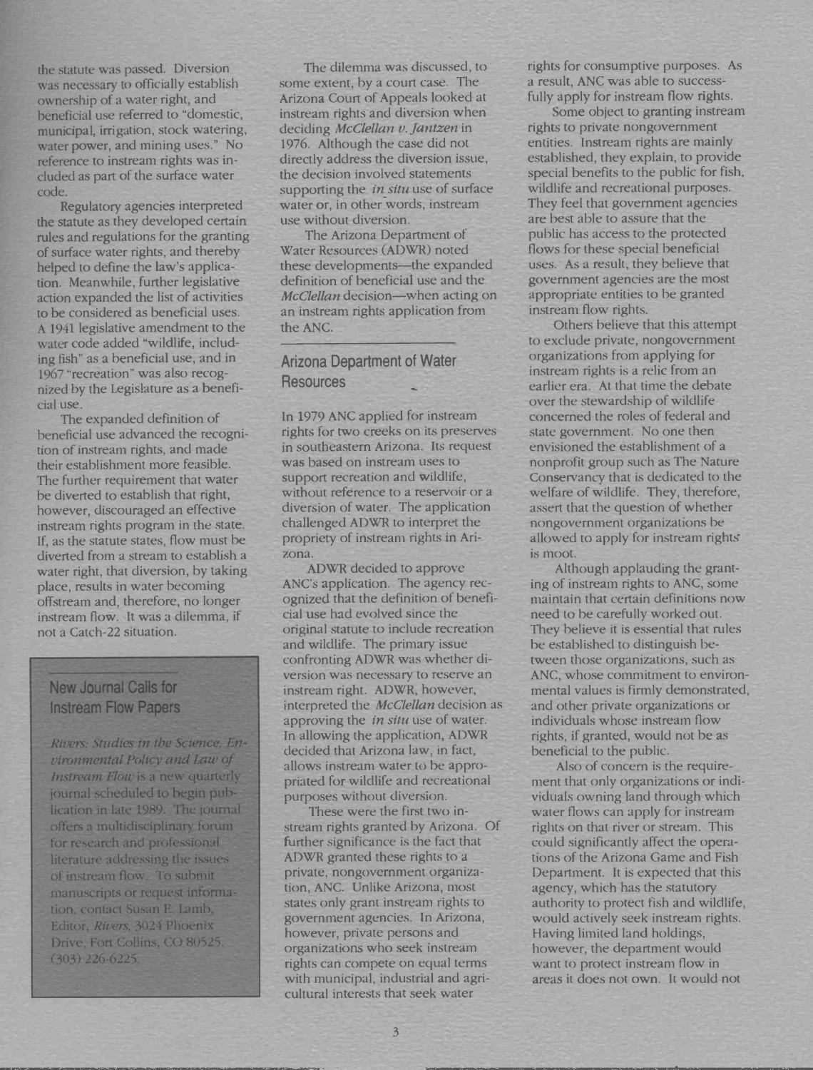the statute was passed. Diversion was necessary to officially establish ownership of a water right, and beneficial use referred to "domestic, municipal, irrigation, stock watering, water power, and mining uses." No reference to instream rights was included as part of the surface water code.

Regulatory agencies interpreted the statute as they developed certain rules and regulations for the granting of surface water rights, and thereby helped to define the law's application. Meanwhile, further legislative action expanded the list of activities to be considered as beneficial uses. A 1941 legislative amendment to the water code added "wildlife, including fish" as a beneficial use, and in 1967 "recreation" was also recognized by the Legislature as a beneficial use.

The expanded definition of beneficial use advanced the recognition of instream rights, and made their establishment more feasible. The further requirement that water be diverted to establish that right, however, discouraged an effective instream rights program in the state. If, as the statute states, flow must be diverted from a stream to establish a water right, that diversion, by taking place, results in water becoming offstream and, therefore, no longer instream flow. It was a dilemma, if not a Catch-22 situation.

### New Journal Calls for Instream Flow Papers

*Rivers: Studies in the Science, Environmental Policy and Law of Instream Flow* is a new quarterly journal scheduled to begin publication in late 1989. The journal offers a multidisciplinary forum for research and professional literature addressing the issues of instream flow. To submit manuscripts or request information, contact Susan E. Lamb, Editor, *Rivers*, 3024 Phoenix Drive, Fort Collins, CO 80525. (303) 226-6225.

The dilemma was discussed, to some extent, by a court case. The Arizona Court of Appeals looked at instream rights and diversion when deciding *McClellan v. Jantzen* in 1976. Although the case did not directly address the diversion issue, the decision involved statements supporting the *in situ* use of surface water or, in other words, instream use without diversion.

The Arizona Department of Water Resources (ADWR) noted these developments—the expanded definition of beneficial use and the *McClellan* decision—when acting on an instream rights application from the ANC.

## Arizona Department of Water Resources

In 1979 ANC applied for instream rights for two creeks on its preserves in southeastern Arizona. Its request was based on instream uses to support recreation and wildlife, without reference to a reservoir or a diversion of water. The application challenged ADWR to interpret the propriety of instream rights in Arizona.

ADWR decided to approve ANC's application. The agency recognized that the definition of beneficial use had evolved since the original statute to include recreation and wildlife. The primary issue confronting ADWR was whether diversion was necessary to reserve an instream right. ADWR, however, interpreted the *McClellan* decision as approving the *in situ* use of water. In allowing the application, ADWR decided that Arizona law, in fact, allows instream water to be appropriated for wildlife and recreational purposes without diversion.

These were the first two instream rights granted by Arizona. Of further significance is the fact that ADWR granted these rights to a private, nongovernment organization, ANC. Unlike Arizona, most states only grant instream rights to government agencies. In Arizona, however, private persons and organizations who seek instream rights can compete on equal terms with municipal, industrial and agricultural interests that seek water rights for consumptive purposes. As a result, ANC was able to successfully apply for instream flow rights.

Some object to granting instream rights to private nongovernment entities. Instream rights are mainly established, they explain, to provide special benefits to the public for fish, wildlife and recreational purposes. They feel that government agencies are best able to assure that the public has access to the protected flows for these special beneficial uses. As a result, they believe that government agencies are the most appropriate entities to be granted instream flow rights.

Others believe that this attempt to exclude private, nongovernment organizations from applying for instream rights is a relic from an earlier era. At that time the debate over the stewardship of wildlife concerned the roles of federal and state government. No one then envisioned the establishment of a nonprofit group such as The Nature Conservancy that is dedicated to the welfare of wildlife. They, therefore, assert that the question of whether nongovernment organizations be allowed to apply for instream rights is moot.

Although applauding the granting of instream rights to ANC, some maintain that certain definitions now need to be carefully worked out. They believe it is essential that rules be established to distinguish between those organizations, such as ANC, whose commitment to environmental values is firmly demonstrated, and other private organizations or individuals whose instream flow rights, if granted, would not be as beneficial to the public.

Also of concern is the requirement that only organizations or individuals owning land through which water flows can apply for instream rights on that river or stream. This could significantly affect the operations of the Arizona Game and Fish Department. It is expected that this agency, which has the statutory authority to protect fish and wildlife, would actively seek instream rights. Having limited land holdings, however, the department would want to protect instream flow in areas it does not own. It would not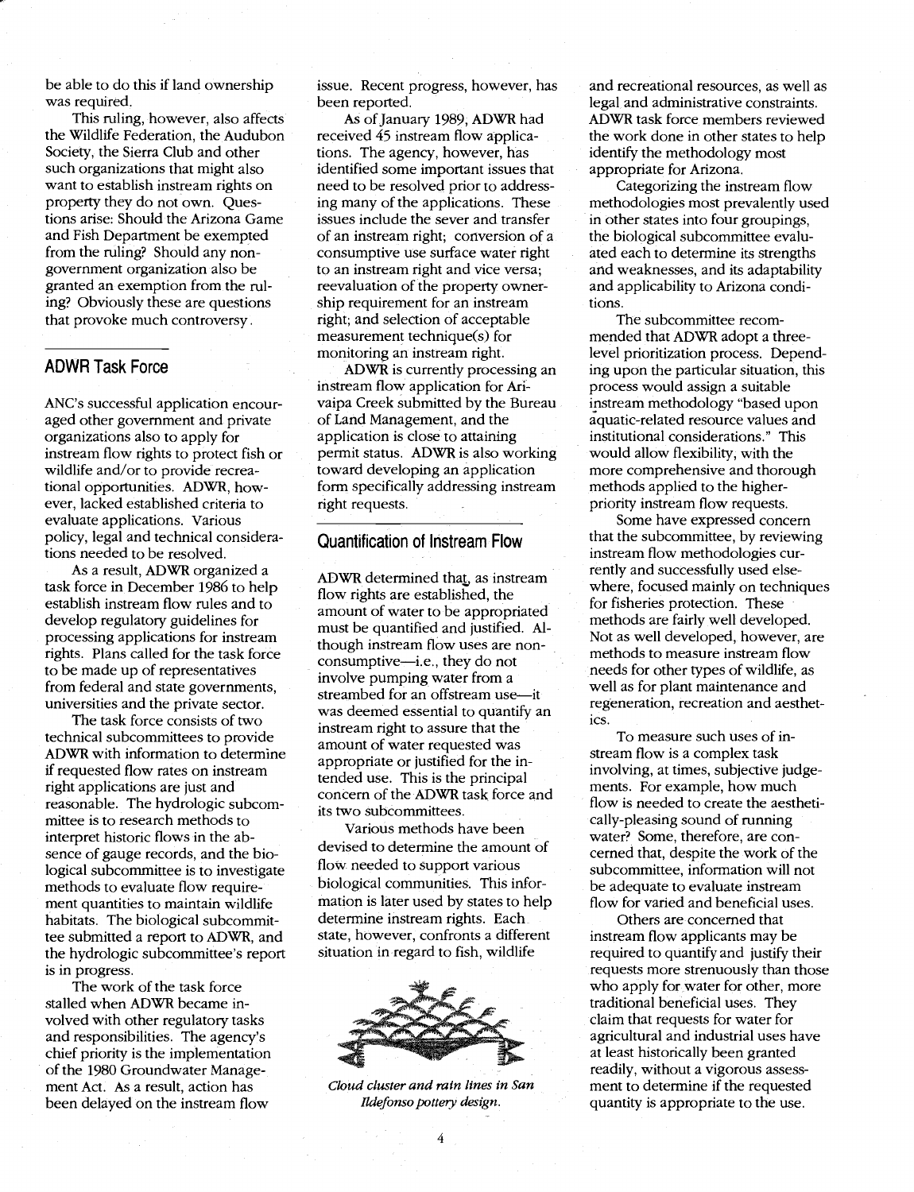be able to do this if land ownership was required.

This ruling, however, also affects the Wildlife Federation, the Audubon Society, the Sierra Club and other such organizations that might also want to establish instream rights on property they do not own. Questions arise: Should the Arizona Game and Fish Department be exempted from the ruling? Should any nongovernment organization also be granted an exemption from the ruling? Obviously these are questions that provoke much controversy.

## ADWR Task Force

ANC's successful application encouraged other government and private organizations also to apply for instream flow rights to protect fish or wildlife and/or to provide recreational opportunities. ADWR, however, lacked established criteria to evaluate applications. Various policy, legal and technical considerations needed to be resolved.

As a result, ADWR organized a task force in December 1986 to help establish instream flow rules and to develop regulatory guidelines for processing applications for instream rights. Plans called for the task force to be made up of representatives from federal and state governments, universities and the private sector.

The task force consists of two technical subcommittees to provide ADWR with information to determine if requested flow rates on instream right applications are just and reasonable. The hydrologic subcommittee is to research methods to interpret historic flows in the absence of gauge records, and the biological subcommittee is to investigate methods to evaluate flow requirement quantities to maintain wildlife habitats. The biological subcommittee submitted a report to ADWR, and the hydrologic subcommittee's report is in progress.

The work of the task force stalled when ADWR became involved with other regulatory tasks and responsibilities. The agency's chief priority is the implementation of the 1980 Groundwater Management Act. As a result, action has been delayed on the instream flow issue. Recent progress, however, has been reported.

As of January 1989, ADWR had received 45 instream flow applications. The agency, however, has identified some important issues that need to be resolved prior to addressing many of the applications. These issues include the sever and transfer of an instream right; conversion of a consumptive use surface water right to an instream right and vice versa; reevaluation of the property ownership requirement for an instream right; and selection of acceptable measurement technique(s) for monitoring an instream right.

ADWR is currently processing an instream flow application for Aravaipa Creek submitted by the Bureau of Land Management, and the application is close to attaining permit status. ADWR is also working toward developing an application form specifically addressing instream right requests.

## Quantification of Instream Flow

ADWR determined that, as instream flow rights are established, the amount of water to be appropriated must be quantified and justified. Although instream flow uses are nonconsumptive—i.e., they do not involve pumping water from a streambed for an offstream use—it was deemed essential to quantify an instream right to assure that the amount of water requested was appropriate or justified for the intended use. This is the principal concern of the ADWR task force and its two subcommittees.

Various methods have been devised to determine the amount of flow needed to support various biological communities. This information is later used by states to help determine instream rights. Each state, however, confronts a different situation in regard to fish, wildlife and recreational resources, as well as legal and administrative constraints. ADWR task force members reviewed the work done in other states to help identify the methodology most appropriate for Arizona.

*Cloud cluster and rain lines in San Ildefonso pottery design.*

Categorizing the instream flow methodologies most prevalently used in other states into four groupings, the biological subcommittee evaluated each to determine its strengths and weaknesses, and its adaptability and applicability to Arizona conditions.

The subcommittee recommended that ADWR adopt a three-level prioritization process. Depending upon the particular situation, this process would assign a suitable instream methodology "based upon aquatic-related resource values and institutional considerations." This would allow flexibility, with the more comprehensive and thorough methods applied to the higher-priority instream flow requests.

Some have expressed concern that the subcommittee, by reviewing instream flow methodologies currently and successfully used elsewhere, focused mainly on techniques for fisheries protection. These methods are fairly well developed. Not as well developed, however, are methods to measure instream flow needs for other types of wildlife, as well as for plant maintenance and regeneration, recreation and aesthetics.

To measure such uses of instream flow is a complex task involving, at times, subjective judgements. For example, how much flow is needed to create the aesthetically-pleasing sound of running water? Some, therefore, are concerned that, despite the work of the subcommittee, information will not be adequate to evaluate instream flow for varied and beneficial uses.

Others are concerned that instream flow applicants may be required to quantify and justify their requests more strenuously than those who apply for water for other, more traditional beneficial uses. They claim that requests for water for agricultural and industrial uses have at least historically been granted readily, without a vigorous assessment to determine if the requested quantity is appropriate to the use.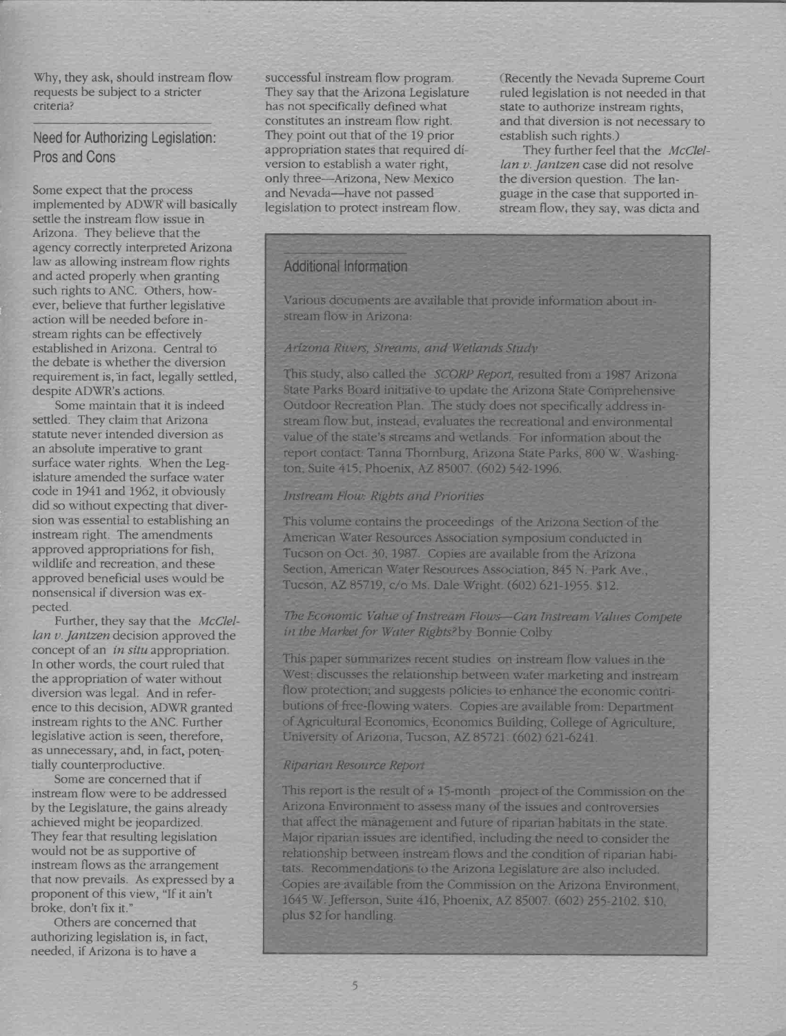Why, they ask, should instream flow requests be subject to a stricter criteria?

## Need for Authorizing Legislation: Pros and Cons

Some expect that the process implemented by ADWR will basically settle the instream flow issue in Arizona. They believe that the agency correctly interpreted Arizona law as allowing instream flow rights and acted properly when granting such rights to ANC. Others, however, believe that further legislative action will be needed before instream rights can be effectively established in Arizona. Central to the debate is whether the diversion requirement is, in fact, legally settled, despite ADWR's actions.

Some maintain that it is indeed settled. They claim that Arizona statute never intended diversion as an absolute imperative to grant surface water rights. When the Legislature amended the surface water code in 1941 and 1962, it obviously did so without expecting that diversion was essential to establishing an instream right. The amendments approved appropriations for fish, wildlife and recreation, and these approved beneficial uses would be nonsensical if diversion was expected.

Further, they say that the *McClellan v. Jantzen* decision approved the concept of an *in situ* appropriation. In other words, the court ruled that the appropriation of water without diversion was legal. And in reference to this decision, ADWR granted instream rights to the ANC. Further legislative action is seen, therefore, as unnecessary, and, in fact, potentially counterproductive.

Some are concerned that if instream flow were to be addressed by the Legislature, the gains already achieved might be jeopardized. They fear that resulting legislation would not be as supportive of instream flows as the arrangement that now prevails. As expressed by a proponent of this view, "If it ain't broke, don't fix it."

Others are concerned that authorizing legislation is, in fact, needed, if Arizona is to have a successful instream flow program. They say that the Arizona Legislature has not specifically defined what constitutes an instream flow right. They point out that of the 19 prior appropriation states that required diversion to establish a water right, only three—Arizona, New Mexico and Nevada—have not passed legislation to protect instream flow. (Recently the Nevada Supreme Court ruled legislation is not needed in that state to authorize instream rights, and that diversion is not necessary to establish such rights.)

They further feel that the *McClellan v. Jantzen* case did not resolve the diversion question. The language in the case that supported instream flow, they say, was dicta and

### Additional Information

Various documents are available that provide information about instream flow in Arizona:

*Arizona Rivers, Streams, and Wetlands Study*

This study, also called the *SCORP Report*, resulted from a 1987 Arizona State Parks Board initiative to update the Arizona State Comprehensive Outdoor Recreation Plan. The study does not specifically address instream flow but, instead, evaluates the recreational and environmental value of the state's streams and wetlands. For information about the report contact: Tanna Thornburg, Arizona State Parks, 800 W. Washington, Suite 415, Phoenix, AZ 85007. (602) 542-1996.

*Instream Flow: Rights and Priorities*

This volume contains the proceedings of the Arizona Section of the American Water Resources Association symposium conducted in Tucson on Oct. 30, 1987. Copies are available from the Arizona Section, American Water Resources Association, 845 N. Park Ave., Tucson, AZ 85719, c/o Ms. Dale Wright. (602) 621-1955. $12.

*The Economic Value of Instream Flows—Can Instream Values Compete in the Market for Water Rights?* by Bonnie Colby

This paper summarizes recent studies on instream flow values in the West; discusses the relationship between water marketing and instream flow protection; and suggests policies to enhance the economic contributions of free-flowing waters. Copies are available from: Department of Agricultural Economics, Economics Building, College of Agriculture, University of Arizona, Tucson, AZ 85721. (602) 621-6241.

*Riparian Resource Report*

This report is the result of a 15-month project of the Commission on the Arizona Environment to assess many of the issues and controversies that affect the management and future of riparian habitats in the state. Major riparian issues are identified, including the need to consider the relationship between instream flows and the condition of riparian habitats. Recommendations to the Arizona Legislature are also included. Copies are available from the Commission on the Arizona Environment, 1645 W. Jefferson, Suite 416, Phoenix, AZ 85007. (602) 255-2102. $10, plus $2 for handling.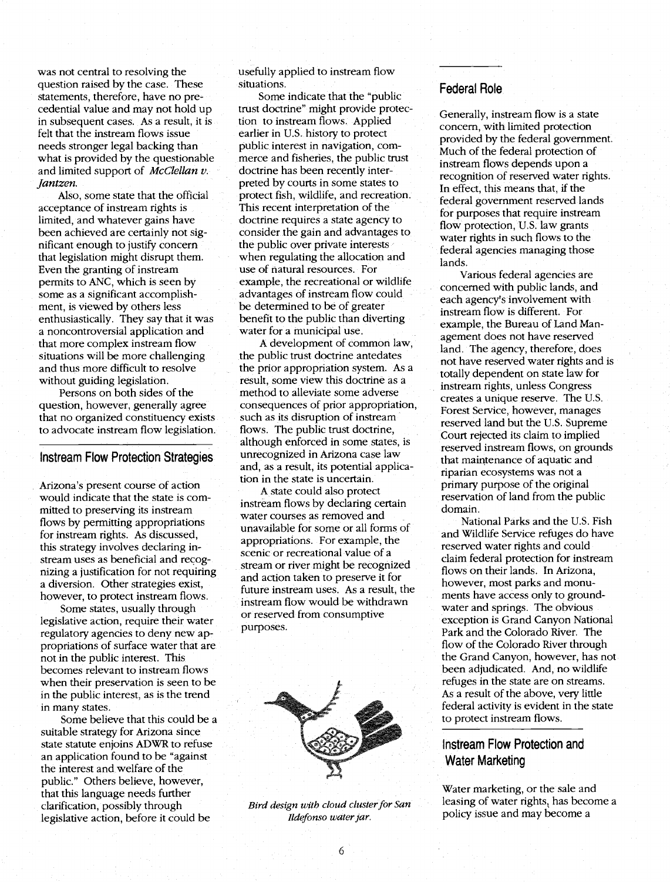was not central to resolving the question raised by the case. These statements, therefore, have no precedential value and may not hold up in subsequent cases. As a result, it is felt that the instream flows issue needs stronger legal backing than what is provided by the questionable and limited support of *McClellan v. Jantzen.*

Also, some state that the official acceptance of instream rights is limited, and whatever gains have been achieved are certainly not significant enough to justify concern that legislation might disrupt them. Even the granting of instream permits to ANC, which is seen by some as a significant accomplishment, is viewed by others less enthusiastically. They say that it was a noncontroversial application and that more complex instream flow situations will be more challenging and thus more difficult to resolve without guiding legislation.

Persons on both sides of the question, however, generally agree that no organized constituency exists to advocate instream flow legislation.

## Instream Flow Protection Strategies

Arizona's present course of action would indicate that the state is committed to preserving its instream flows by permitting appropriations for instream rights. As discussed, this strategy involves declaring instream uses as beneficial and recognizing a justification for not requiring a diversion. Other strategies exist, however, to protect instream flows.

Some states, usually through legislative action, require their water regulatory agencies to deny new appropriations of surface water that are not in the public interest. This becomes relevant to instream flows when their preservation is seen to be in the public interest, as is the trend in many states.

Some believe that this could be a suitable strategy for Arizona since state statute enjoins ADWR to refuse an application found to be "against the interest and welfare of the public." Others believe, however, that this language needs further clarification, possibly through legislative action, before it could be usefully applied to instream flow situations.

Some indicate that the "public trust doctrine" might provide protection to instream flows. Applied earlier in U.S. history to protect public interest in navigation, commerce and fisheries, the public trust doctrine has been recently interpreted by courts in some states to protect fish, wildlife, and recreation. This recent interpretation of the doctrine requires a state agency to consider the gain and advantages to the public over private interests when regulating the allocation and use of natural resources. For example, the recreational or wildlife advantages of instream flow could be determined to be of greater benefit to the public than diverting water for a municipal use.

A development of common law, the public trust doctrine antedates the prior appropriation system. As a result, some view this doctrine as a method to alleviate some adverse consequences of prior appropriation, such as its disruption of instream flows. The public trust doctrine, although enforced in some states, is unrecognized in Arizona case law and, as a result, its potential application in the state is uncertain.

A state could also protect instream flows by declaring certain water courses as removed and unavailable for some or all forms of appropriations. For example, the scenic or recreational value of a stream or river might be recognized and action taken to preserve it for future instream uses. As a result, the instream flow would be withdrawn or reserved from consumptive purposes.

*Bird design with cloud cluster for San Ildefonso water jar.*

## Federal Role

Generally, instream flow is a state concern, with limited protection provided by the federal government. Much of the federal protection of instream flows depends upon a recognition of reserved water rights. In effect, this means that, if the federal government reserved lands for purposes that require instream flow protection, U.S. law grants water rights in such flows to the federal agencies managing those lands.

Various federal agencies are concerned with public lands, and each agency's involvement with instream flow is different. For example, the Bureau of Land Management does not have reserved land. The agency, therefore, does not have reserved water rights and is totally dependent on state law for instream rights, unless Congress creates a unique reserve. The U.S. Forest Service, however, manages reserved land but the U.S. Supreme Court rejected its claim to implied reserved instream flows, on grounds that maintenance of aquatic and riparian ecosystems was not a primary purpose of the original reservation of land from the public domain.

National Parks and the U.S. Fish and Wildlife Service refuges do have reserved water rights and could claim federal protection for instream flows on their lands. In Arizona, however, most parks and monuments have access only to groundwater and springs. The obvious exception is Grand Canyon National Park and the Colorado River. The flow of the Colorado River through the Grand Canyon, however, has not been adjudicated. And, no wildlife refuges in the state are on streams. As a result of the above, very little federal activity is evident in the state to protect instream flows.

## Instream Flow Protection and Water Marketing

Water marketing, or the sale and leasing of water rights, has become a policy issue and may become a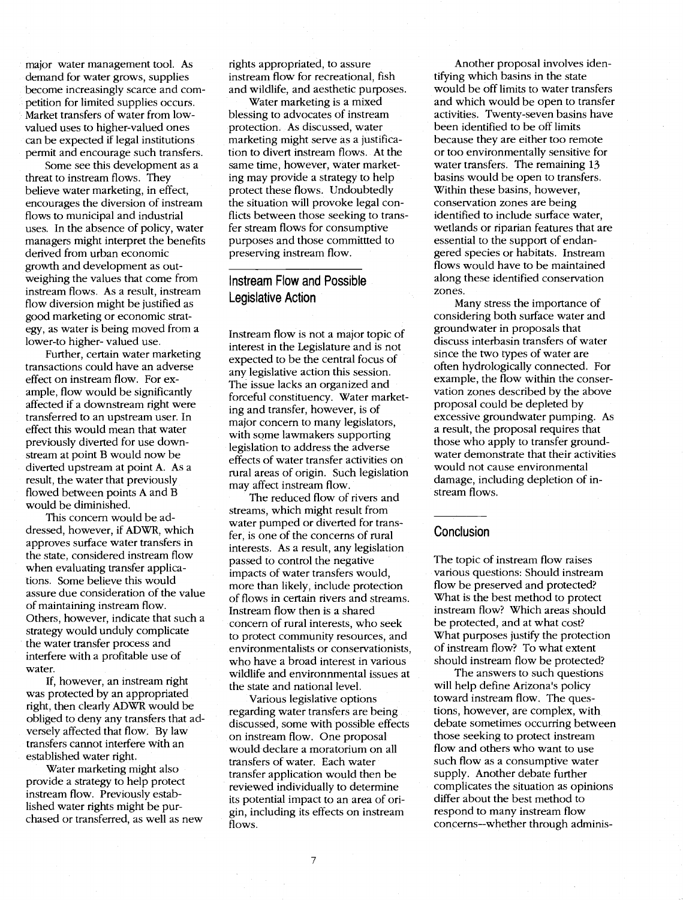major water management tool. As demand for water grows, supplies become increasingly scarce and competition for limited supplies occurs. Market transfers of water from low-valued uses to higher-valued ones can be expected if legal institutions permit and encourage such transfers.

Some see this development as a threat to instream flows. They believe water marketing, in effect, encourages the diversion of instream flows to municipal and industrial uses. In the absence of policy, water managers might interpret the benefits derived from urban economic growth and development as outweighing the values that come from instream flows. As a result, instream flow diversion might be justified as good marketing or economic strategy, as water is being moved from a lower-to higher- valued use.

Further, certain water marketing transactions could have an adverse effect on instream flow. For example, flow would be significantly affected if a downstream right were transferred to an upstream user. In effect this would mean that water previously diverted for use downstream at point B would now be diverted upstream at point A. As a result, the water that previously flowed between points A and B would be diminished.

This concern would be addressed, however, if ADWR, which approves surface water transfers in the state, considered instream flow when evaluating transfer applications. Some believe this would assure due consideration of the value of maintaining instream flow. Others, however, indicate that such a strategy would unduly complicate the water transfer process and interfere with a profitable use of water.

If, however, an instream right was protected by an appropriated right, then clearly ADWR would be obliged to deny any transfers that adversely affected that flow. By law transfers cannot interfere with an established water right.

Water marketing might also provide a strategy to help protect instream flow. Previously established water rights might be purchased or transferred, as well as new rights appropriated, to assure instream flow for recreational, fish and wildlife, and aesthetic purposes.

Water marketing is a mixed blessing to advocates of instream protection. As discussed, water marketing might serve as a justification to divert instream flows. At the same time, however, water marketing may provide a strategy to help protect these flows. Undoubtedly the situation will provoke legal conflicts between those seeking to transfer stream flows for consumptive purposes and those committted to preserving instream flow.

## Instream Flow and Possible Legislative Action

Instream flow is not a major topic of interest in the Legislature and is not expected to be the central focus of any legislative action this session. The issue lacks an organized and forceful constituency. Water marketing and transfer, however, is of major concern to many legislators, with some lawmakers supporting legislation to address the adverse effects of water transfer activities on rural areas of origin. Such legislation may affect instream flow.

The reduced flow of rivers and streams, which might result from water pumped or diverted for transfer, is one of the concerns of rural interests. As a result, any legislation passed to control the negative impacts of water transfers would, more than likely, include protection of flows in certain rivers and streams. Instream flow then is a shared concern of rural interests, who seek to protect community resources, and environmentalists or conservationists, who have a broad interest in various wildlife and environnmental issues at the state and national level.

Various legislative options regarding water transfers are being discussed, some with possible effects on instream flow. One proposal would declare a moratorium on all transfers of water. Each water transfer application would then be reviewed individually to determine its potential impact to an area of origin, including its effects on instream flows.

Another proposal involves identifying which basins in the state would be off limits to water transfers and which would be open to transfer activities. Twenty-seven basins have been identified to be off limits because they are either too remote or too environmentally sensitive for water transfers. The remaining 13 basins would be open to transfers. Within these basins, however, conservation zones are being identified to include surface water, wetlands or riparian features that are essential to the support of endangered species or habitats. Instream flows would have to be maintained along these identified conservation zones.

Many stress the importance of considering both surface water and groundwater in proposals that discuss interbasin transfers of water since the two types of water are often hydrologically connected. For example, the flow within the conservation zones described by the above proposal could be depleted by excessive groundwater pumping. As a result, the proposal requires that those who apply to transfer groundwater demonstrate that their activities would not cause environmental damage, including depletion of instream flows.

## Conclusion

The topic of instream flow raises various questions: Should instream flow be preserved and protected? What is the best method to protect instream flow? Which areas should be protected, and at what cost? What purposes justify the protection of instream flow? To what extent should instream flow be protected?

The answers to such questions will help define Arizona's policy toward instream flow. The questions, however, are complex, with debate sometimes occurring between those seeking to protect instream flow and others who want to use such flow as a consumptive water supply. Another debate further complicates the situation as opinions differ about the best method to respond to many instream flow concerns--whether through adminis-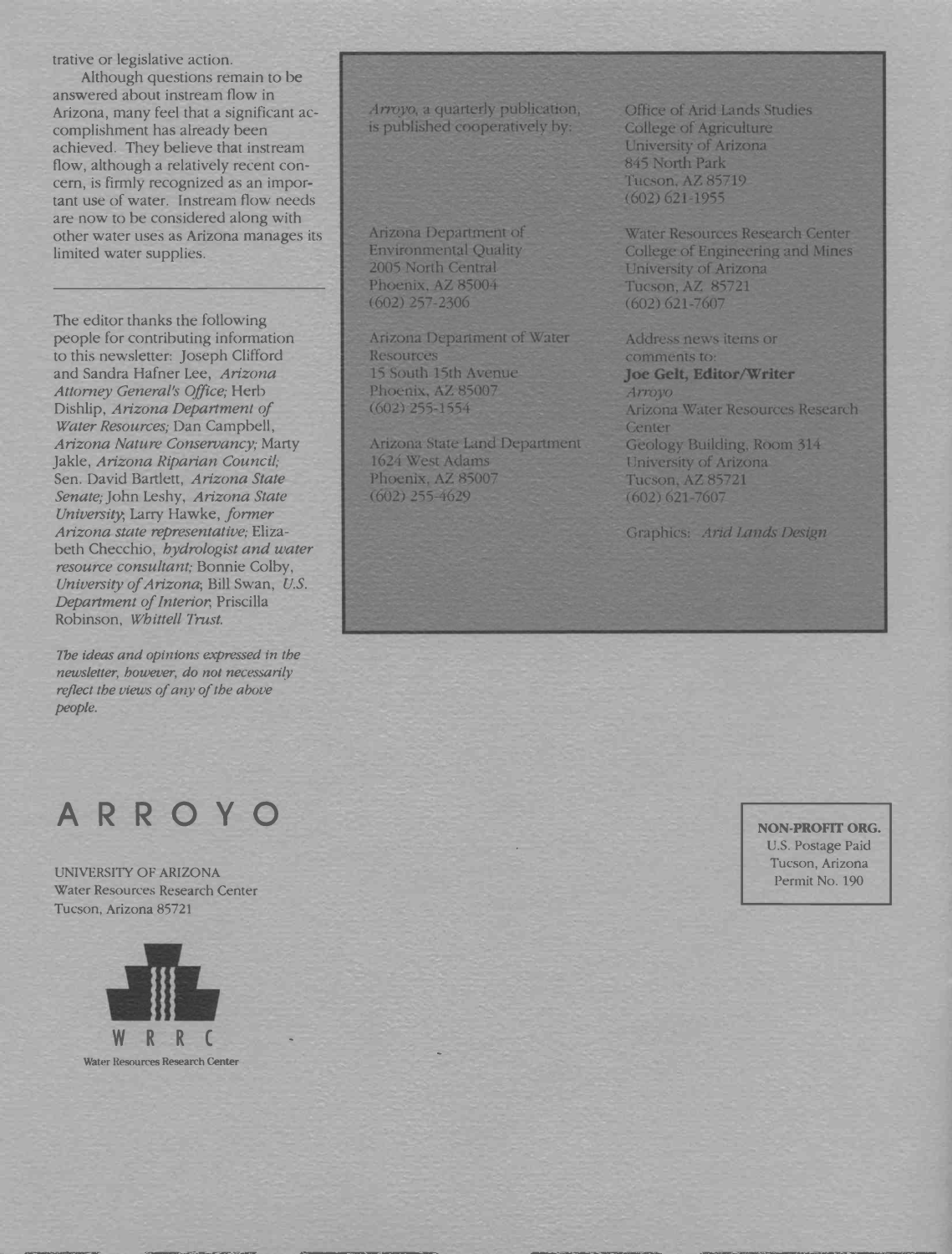trative or legislative action.

Although questions remain to be answered about instream flow in Arizona, many feel that a significant accomplishment has already been achieved. They believe that instream flow, although a relatively recent concern, is firmly recognized as an important use of water. Instream flow needs are now to be considered along with other water uses as Arizona manages its limited water supplies.

---

The editor thanks the following people for contributing information to this newsletter: Joseph Clifford and Sandra Hafner Lee, *Arizona Attorney General's Office;* Herb Dishlip, *Arizona Department of Water Resources;* Dan Campbell, *Arizona Nature Conservancy;* Marty Jakle, *Arizona Riparian Council;* Sen. David Bartlett, *Arizona State Senate;* John Leshy, *Arizona State University;* Larry Hawke, *former Arizona state representative;* Elizabeth Checchio, *hydrologist and water resource consultant;* Bonnie Colby, *University of Arizona;* Bill Swan, *U.S. Department of Interior;* Priscilla Robinson, *Whittell Trust.*

*The ideas and opinions expressed in the newsletter, however, do not necessarily reflect the views of any of the above people.*

*Arroyo*, a quarterly publication, is published cooperatively by:

Office of Arid Lands Studies
College of Agriculture
University of Arizona
845 North Park
Tucson, AZ 85719
(602) 621-1955

Arizona Department of Environmental Quality
2005 North Central
Phoenix, AZ 85004
(602) 257-2306

Water Resources Research Center
College of Engineering and Mines
University of Arizona
Tucson, AZ 85721
(602) 621-7607

Arizona Department of Water Resources
15 South 15th Avenue
Phoenix, AZ 85007
(602) 255-1554

Arizona State Land Department
1624 West Adams
Phoenix, AZ 85007
(602) 255-4629

Address news items or comments to:
**Joe Gelt, Editor/Writer**
*Arroyo*
Arizona Water Resources Research Center
Geology Building, Room 314
University of Arizona
Tucson, AZ 85721
(602) 621-7607

Graphics: *Arid Lands Design*

# ARROYO

UNIVERSITY OF ARIZONA
Water Resources Research Center
Tucson, Arizona 85721

WRRC
Water Resources Research Center

**NON-PROFIT ORG.**
U.S. Postage Paid
Tucson, Arizona
Permit No. 190